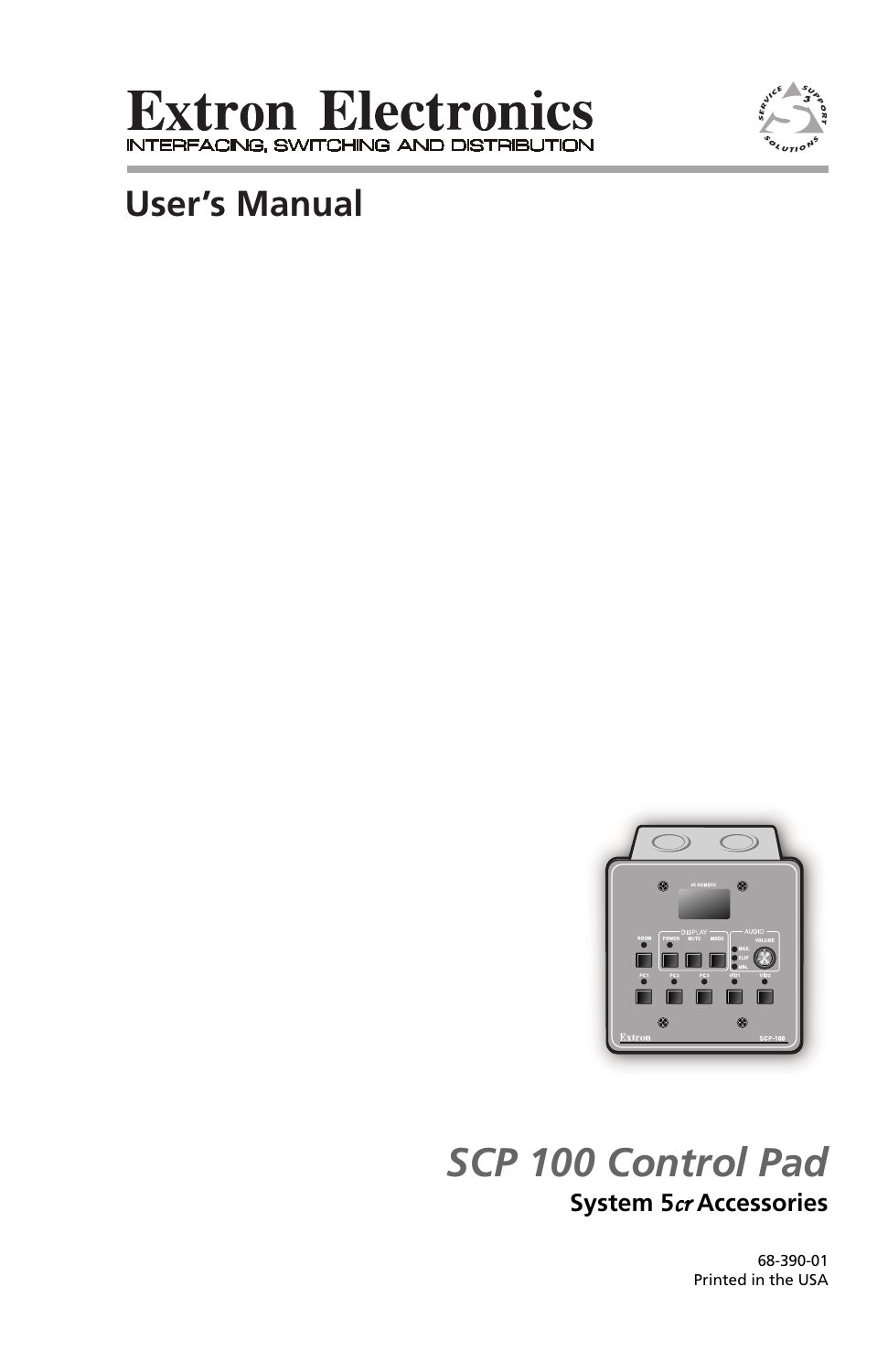# Extron Electronics

INTERFACING, SWITCHING AND DISTRIBUTION

## User's Manual

# *SCP 100 Control Pad*

**System 5*cr* Accessories**

68-390-01
Printed in the USA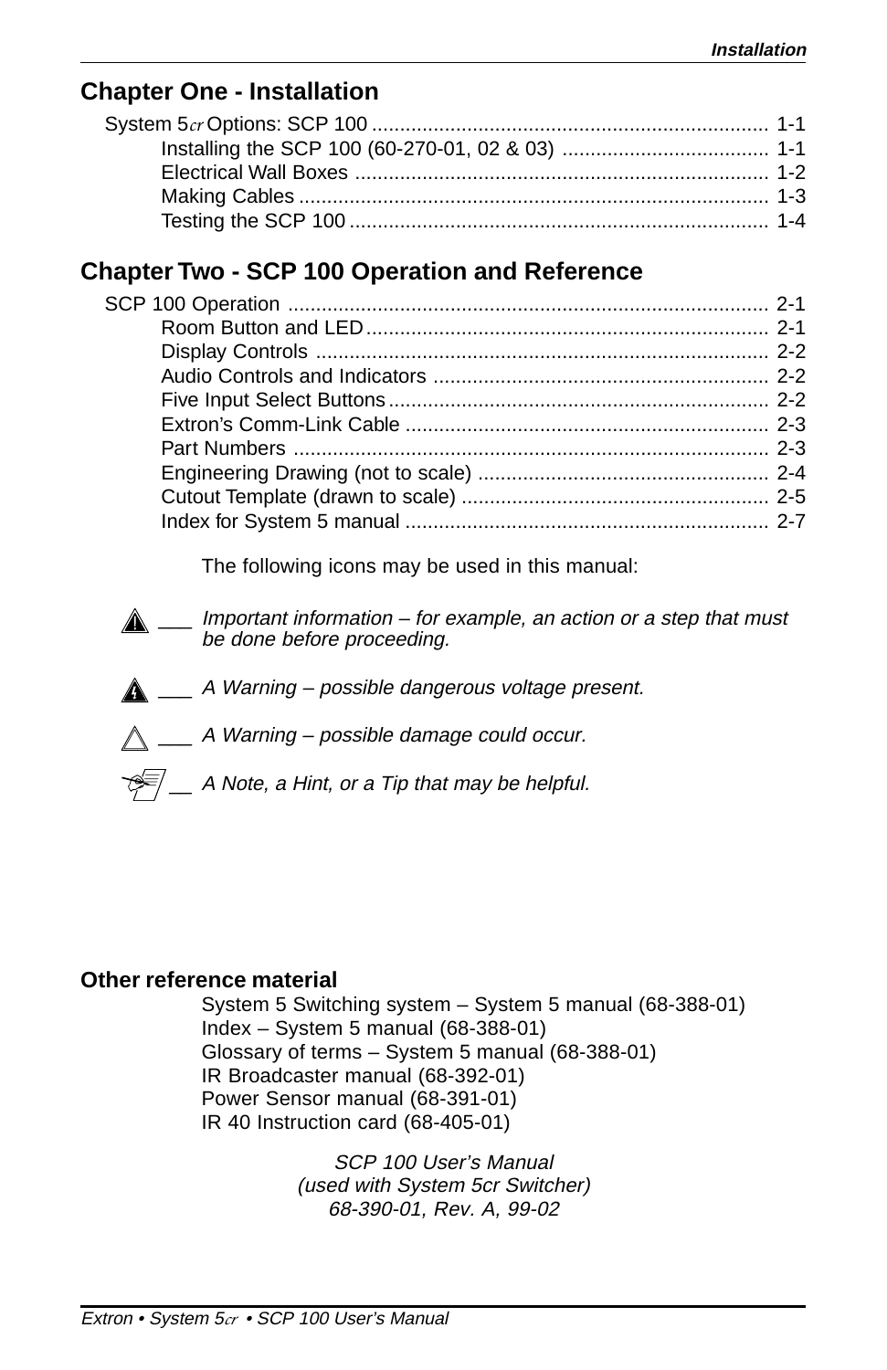## Chapter One - Installation

System 5*cr* Options: SCP 100 ....................................................................... 1-1

- Installing the SCP 100 (60-270-01, 02 & 03) ..................................... 1-1
- Electrical Wall Boxes .......................................................................... 1-2
- Making Cables .................................................................................... 1-3
- Testing the SCP 100 ........................................................................... 1-4

## Chapter Two - SCP 100 Operation and Reference

SCP 100 Operation ...................................................................................... 2-1

- Room Button and LED ........................................................................ 2-1
- Display Controls ................................................................................. 2-2
- Audio Controls and Indicators ............................................................ 2-2
- Five Input Select Buttons .................................................................... 2-2
- Extron's Comm-Link Cable ................................................................. 2-3
- Part Numbers ..................................................................................... 2-3
- Engineering Drawing (not to scale) .................................................... 2-4
- Cutout Template (drawn to scale) ....................................................... 2-5
- Index for System 5 manual ................................................................. 2-7

The following icons may be used in this manual:

___ *Important information – for example, an action or a step that must be done before proceeding.*

___ *A Warning – possible dangerous voltage present.*

___ *A Warning – possible damage could occur.*

__ *A Note, a Hint, or a Tip that may be helpful.*

**Other reference material**

System 5 Switching system – System 5 manual (68-388-01)
Index – System 5 manual (68-388-01)
Glossary of terms – System 5 manual (68-388-01)
IR Broadcaster manual (68-392-01)
Power Sensor manual (68-391-01)
IR 40 Instruction card (68-405-01)

*SCP 100 User's Manual*
*(used with System 5cr Switcher)*
*68-390-01, Rev. A, 99-02*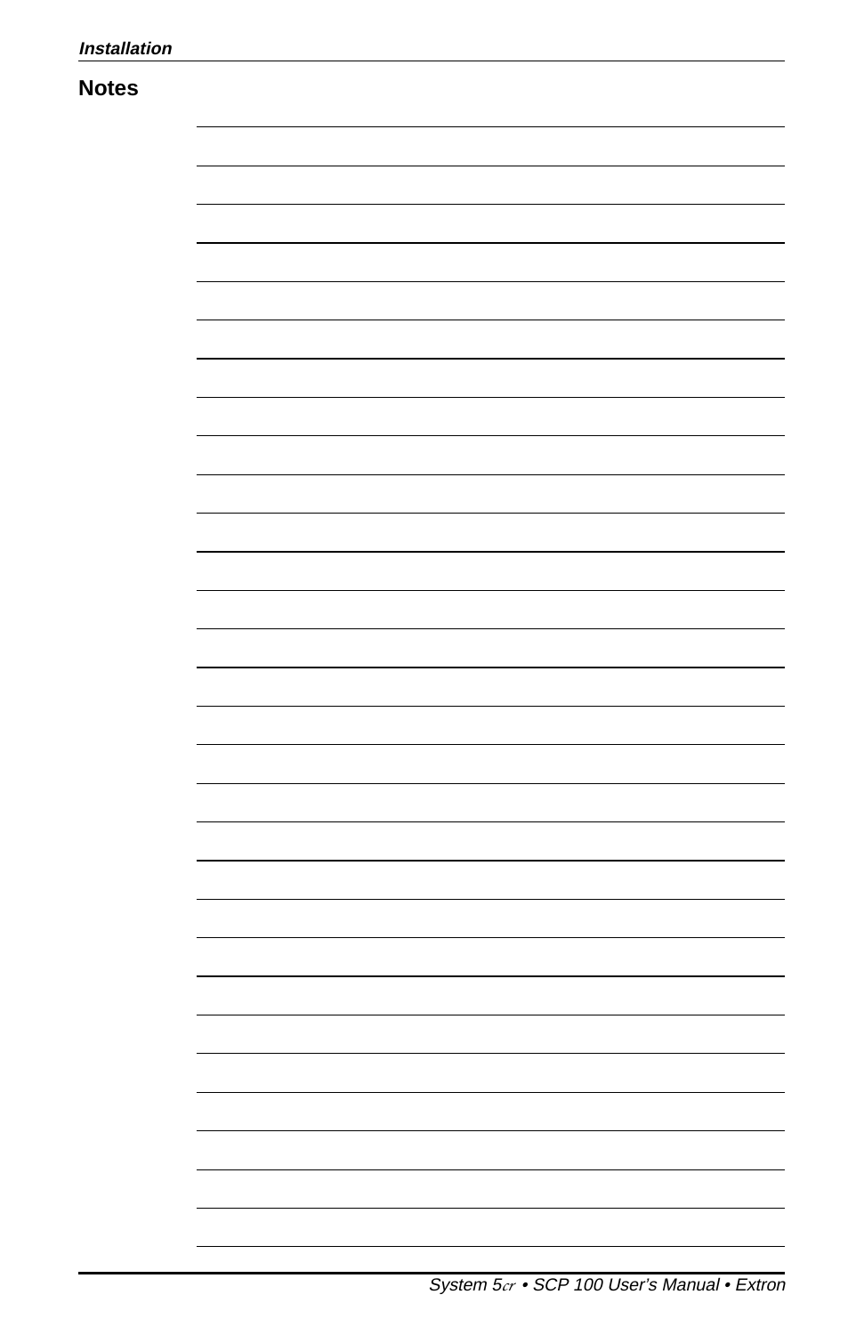## Notes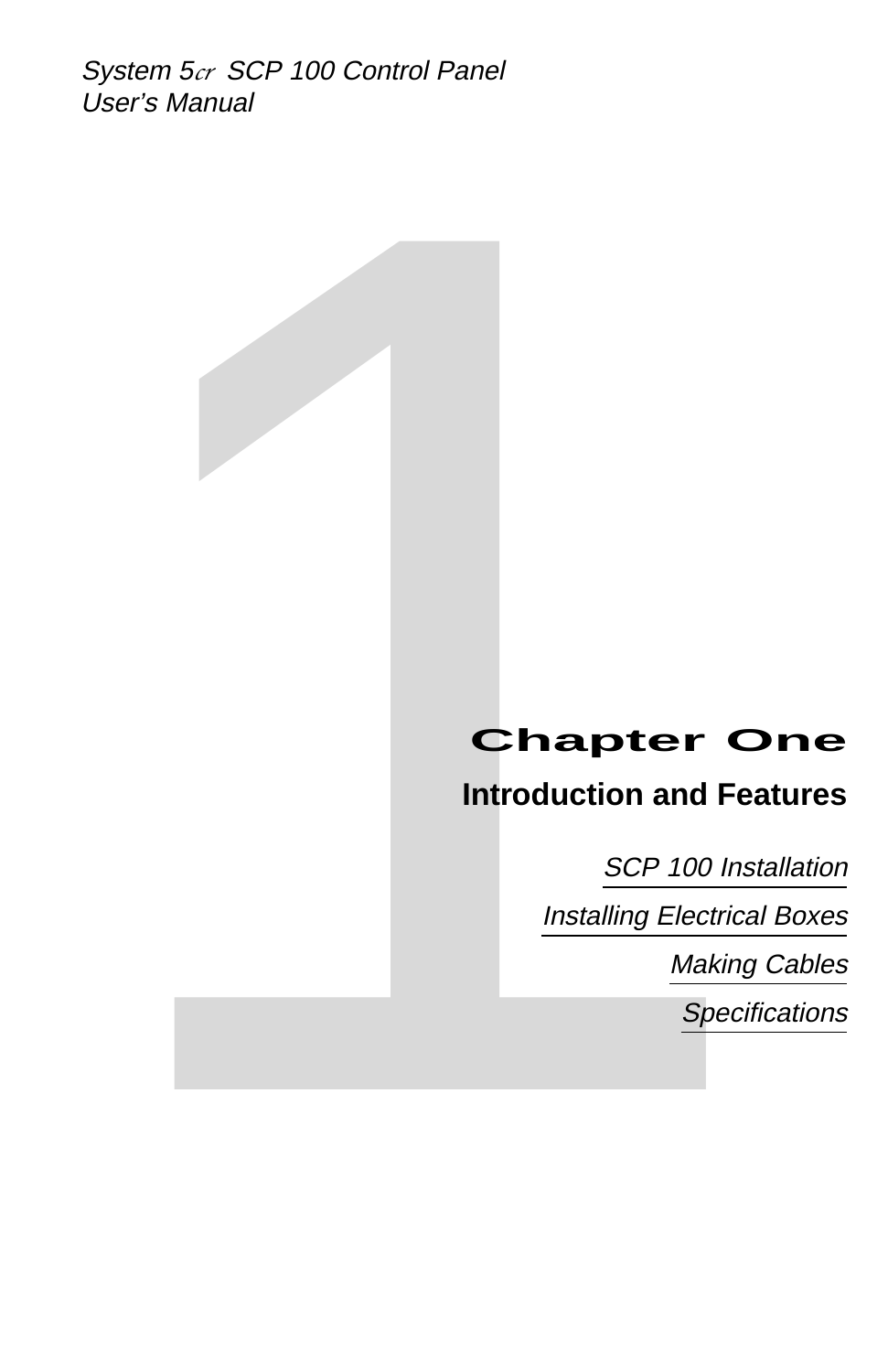# Chapter One

## Introduction and Features

*SCP 100 Installation*

*Installing Electrical Boxes*

*Making Cables*

*Specifications*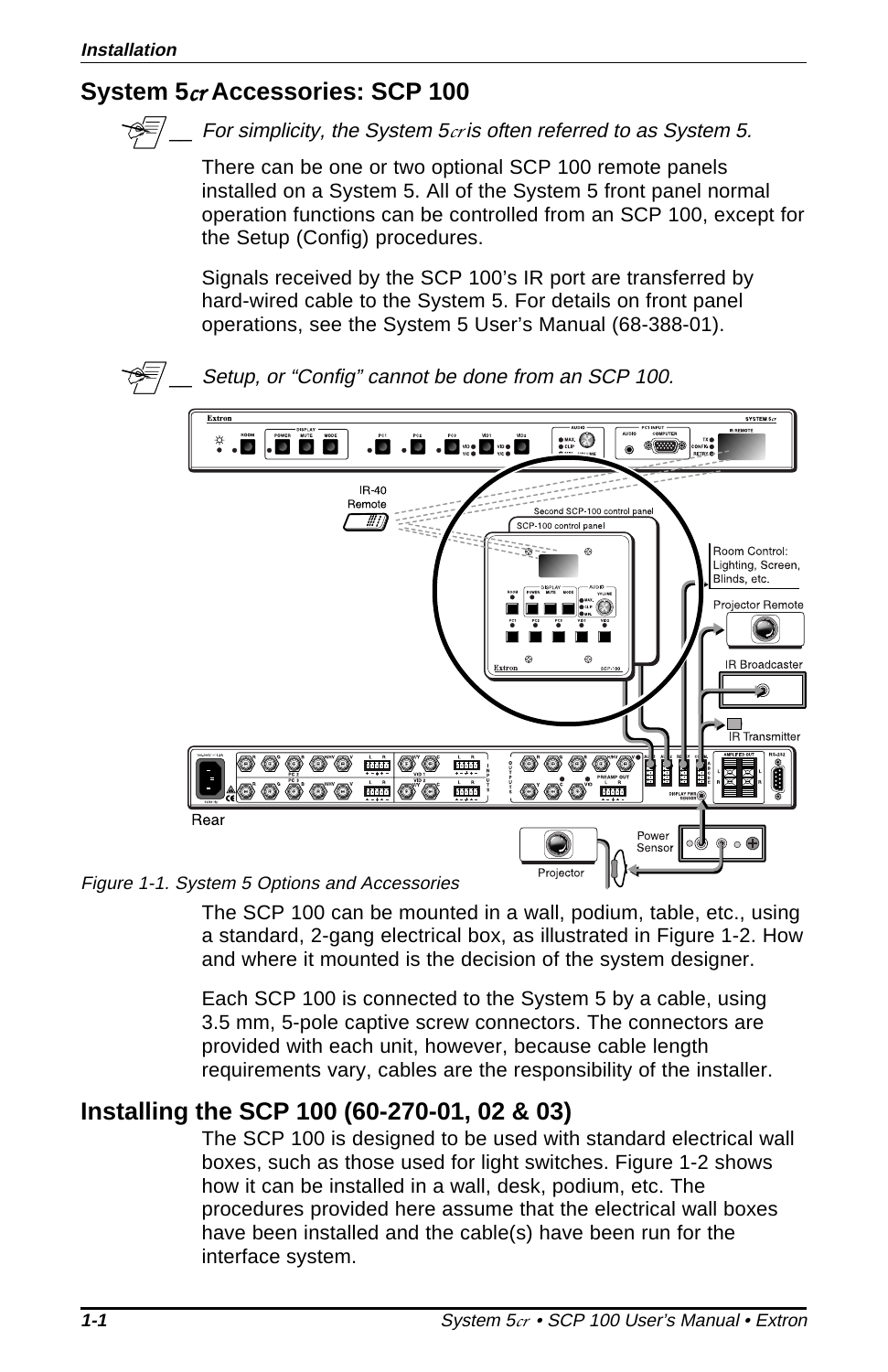## System 5*cr* Accessories: SCP 100

*For simplicity, the System 5cr is often referred to as System 5.*

There can be one or two optional SCP 100 remote panels installed on a System 5. All of the System 5 front panel normal operation functions can be controlled from an SCP 100, except for the Setup (Config) procedures.

Signals received by the SCP 100's IR port are transferred by hard-wired cable to the System 5. For details on front panel operations, see the System 5 User's Manual (68-388-01).

*Setup, or "Config" cannot be done from an SCP 100.*

*Figure 1-1. System 5 Options and Accessories*

The SCP 100 can be mounted in a wall, podium, table, etc., using a standard, 2-gang electrical box, as illustrated in Figure 1-2. How and where it mounted is the decision of the system designer.

Each SCP 100 is connected to the System 5 by a cable, using 3.5 mm, 5-pole captive screw connectors. The connectors are provided with each unit, however, because cable length requirements vary, cables are the responsibility of the installer.

## Installing the SCP 100 (60-270-01, 02 & 03)

The SCP 100 is designed to be used with standard electrical wall boxes, such as those used for light switches. Figure 1-2 shows how it can be installed in a wall, desk, podium, etc. The procedures provided here assume that the electrical wall boxes have been installed and the cable(s) have been run for the interface system.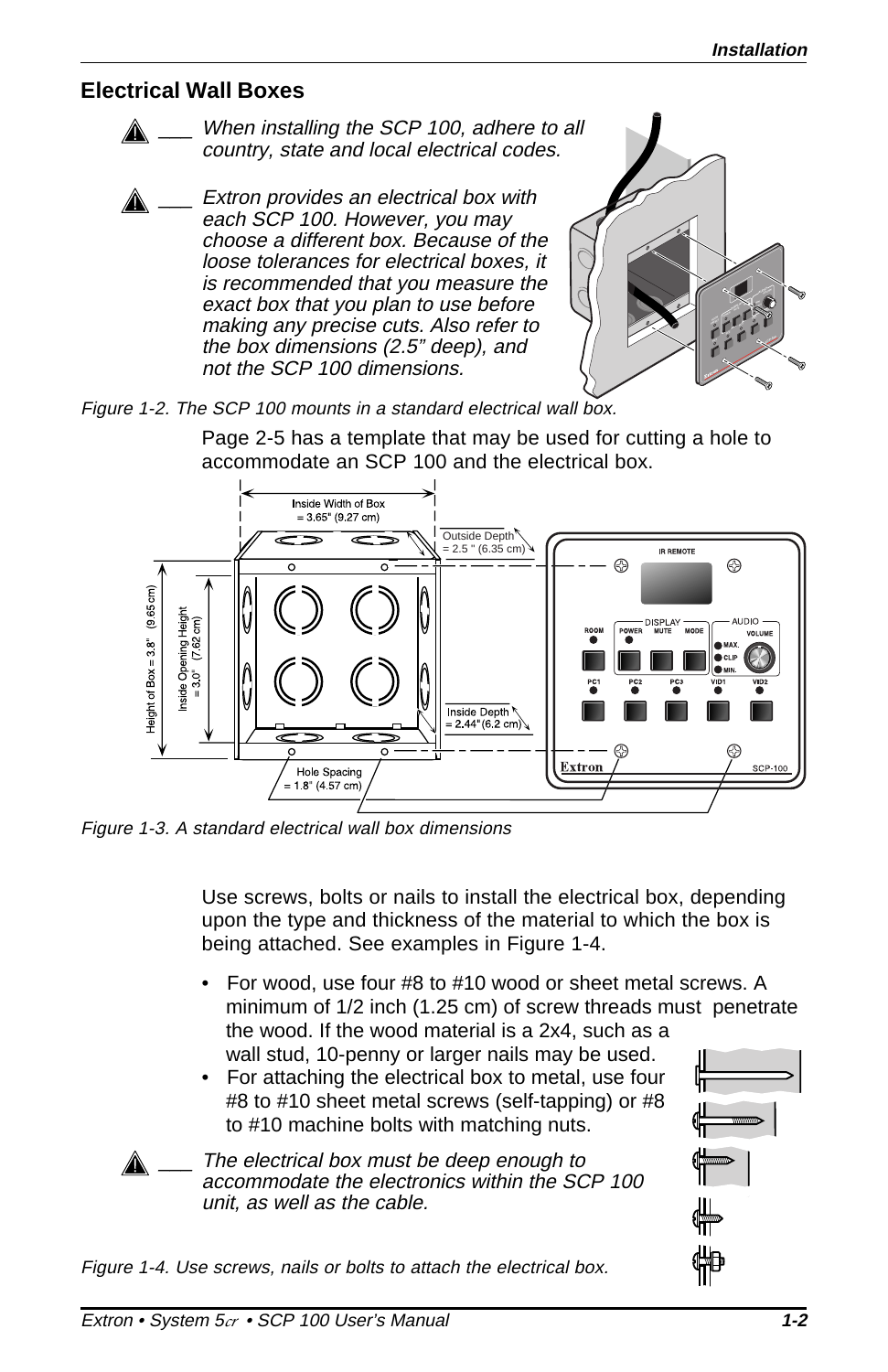## Electrical Wall Boxes

⚠ ___ *When installing the SCP 100, adhere to all country, state and local electrical codes.*

⚠ ___ *Extron provides an electrical box with each SCP 100. However, you may choose a different box. Because of the loose tolerances for electrical boxes, it is recommended that you measure the exact box that you plan to use before making any precise cuts. Also refer to the box dimensions (2.5” deep), and not the SCP 100 dimensions.*

*Figure 1-2. The SCP 100 mounts in a standard electrical wall box.*

Page 2-5 has a template that may be used for cutting a hole to accommodate an SCP 100 and the electrical box.

*Figure 1-3. A standard electrical wall box dimensions*

Use screws, bolts or nails to install the electrical box, depending upon the type and thickness of the material to which the box is being attached. See examples in Figure 1-4.

- For wood, use four #8 to #10 wood or sheet metal screws. A minimum of 1/2 inch (1.25 cm) of screw threads must penetrate the wood. If the wood material is a 2x4, such as a wall stud, 10-penny or larger nails may be used.
- For attaching the electrical box to metal, use four #8 to #10 sheet metal screws (self-tapping) or #8 to #10 machine bolts with matching nuts.

⚠ ___ *The electrical box must be deep enough to accommodate the electronics within the SCP 100 unit, as well as the cable.*

*Figure 1-4. Use screws, nails or bolts to attach the electrical box.*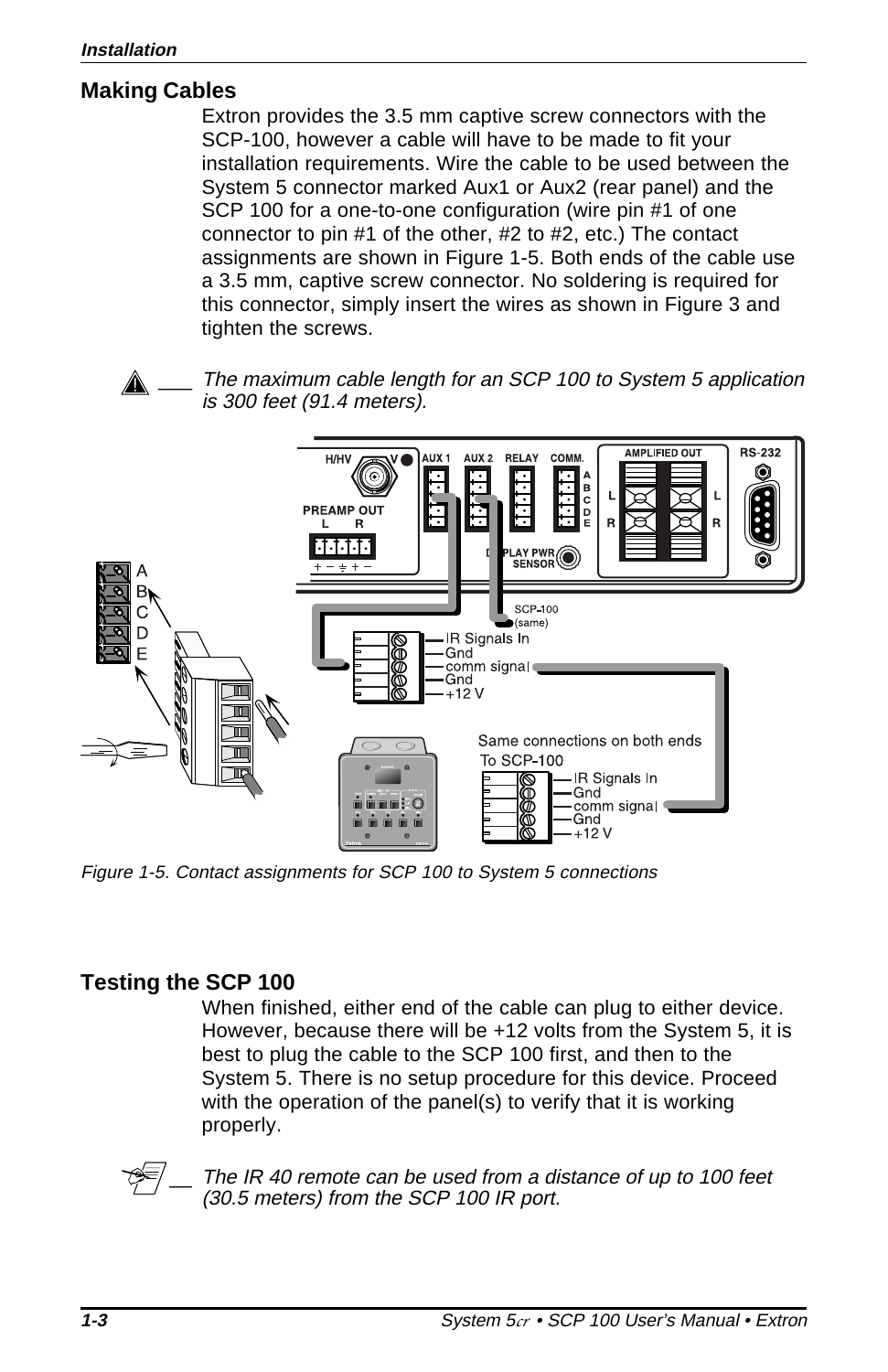## Making Cables

Extron provides the 3.5 mm captive screw connectors with the SCP-100, however a cable will have to be made to fit your installation requirements. Wire the cable to be used between the System 5 connector marked Aux1 or Aux2 (rear panel) and the SCP 100 for a one-to-one configuration (wire pin #1 of one connector to pin #1 of the other, #2 to #2, etc.) The contact assignments are shown in Figure 1-5. Both ends of the cable use a 3.5 mm, captive screw connector. No soldering is required for this connector, simply insert the wires as shown in Figure 3 and tighten the screws.

*The maximum cable length for an SCP 100 to System 5 application is 300 feet (91.4 meters).*

*Figure 1-5. Contact assignments for SCP 100 to System 5 connections*

## Testing the SCP 100

When finished, either end of the cable can plug to either device. However, because there will be +12 volts from the System 5, it is best to plug the cable to the SCP 100 first, and then to the System 5. There is no setup procedure for this device. Proceed with the operation of the panel(s) to verify that it is working properly.

*The IR 40 remote can be used from a distance of up to 100 feet (30.5 meters) from the SCP 100 IR port.*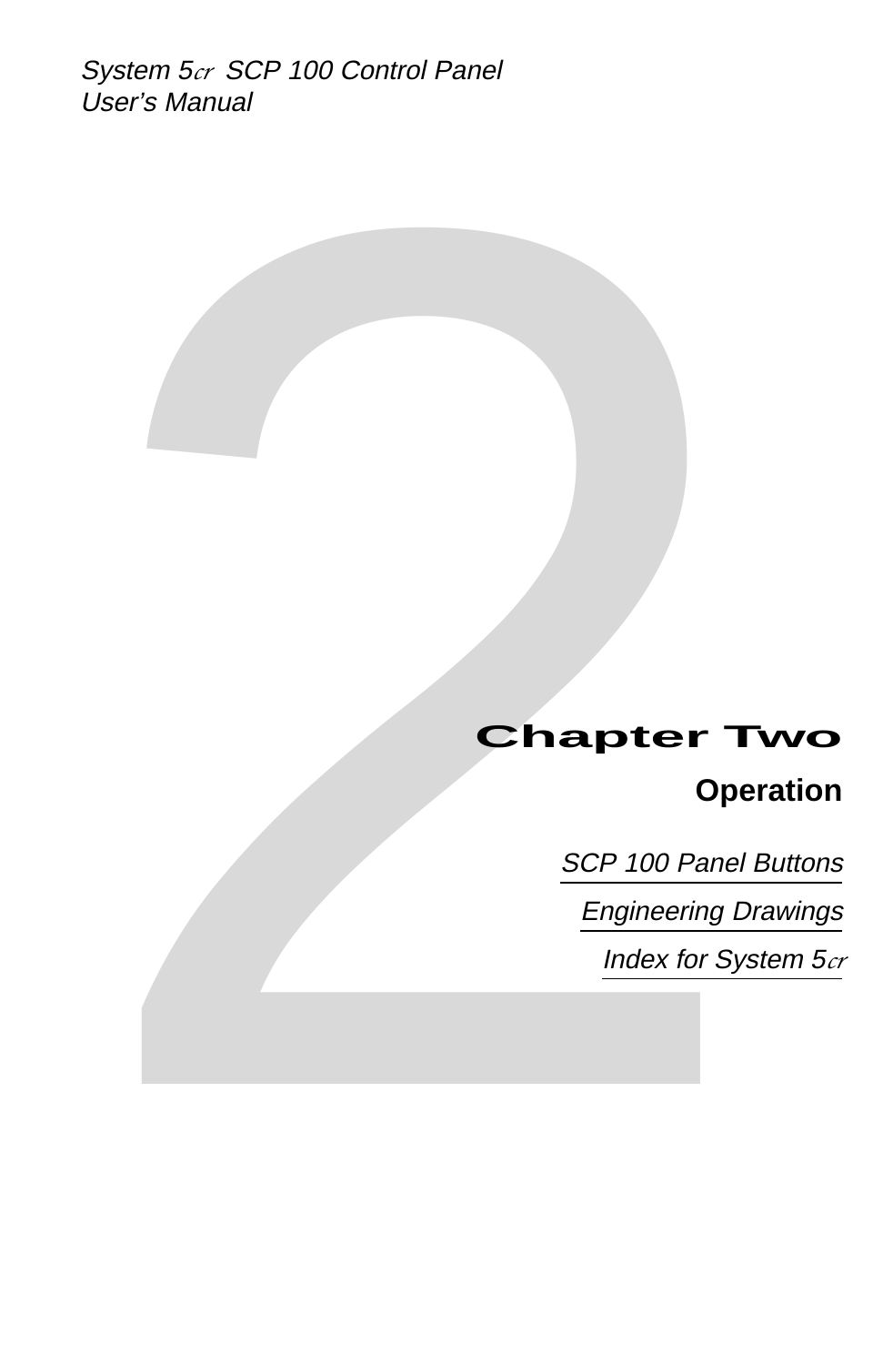# Chapter Two

## Operation

*SCP 100 Panel Buttons*

*Engineering Drawings*

*Index for System 5cr*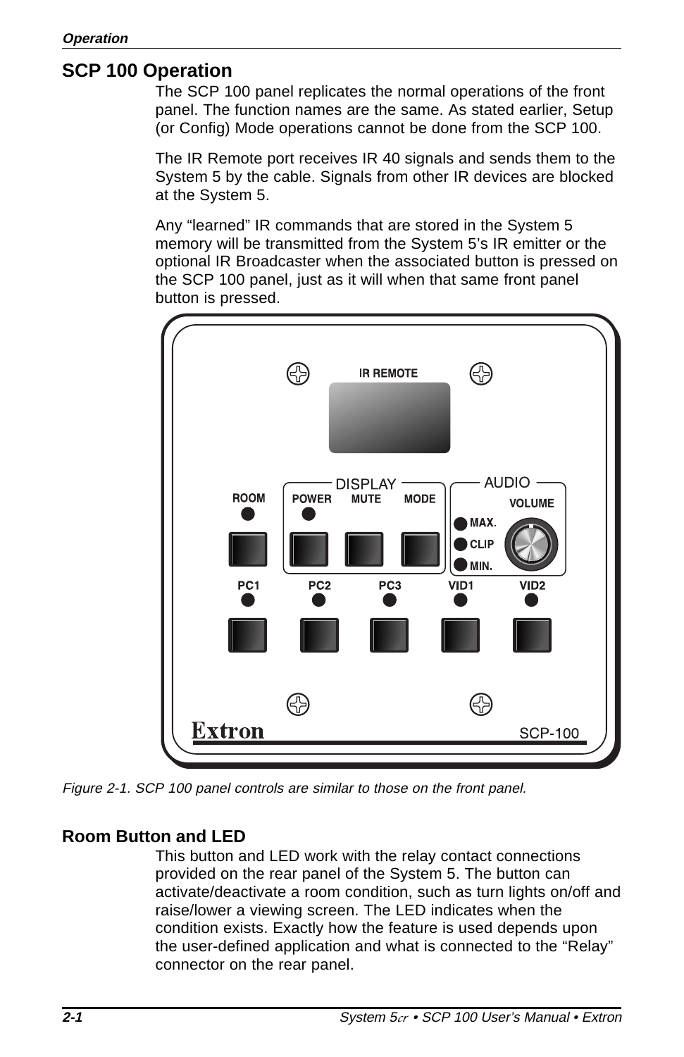## SCP 100 Operation

The SCP 100 panel replicates the normal operations of the front panel. The function names are the same. As stated earlier, Setup (or Config) Mode operations cannot be done from the SCP 100.

The IR Remote port receives IR 40 signals and sends them to the System 5 by the cable. Signals from other IR devices are blocked at the System 5.

Any “learned” IR commands that are stored in the System 5 memory will be transmitted from the System 5’s IR emitter or the optional IR Broadcaster when the associated button is pressed on the SCP 100 panel, just as it will when that same front panel button is pressed.

*Figure 2-1. SCP 100 panel controls are similar to those on the front panel.*

### Room Button and LED

This button and LED work with the relay contact connections provided on the rear panel of the System 5. The button can activate/deactivate a room condition, such as turn lights on/off and raise/lower a viewing screen. The LED indicates when the condition exists. Exactly how the feature is used depends upon the user-defined application and what is connected to the “Relay” connector on the rear panel.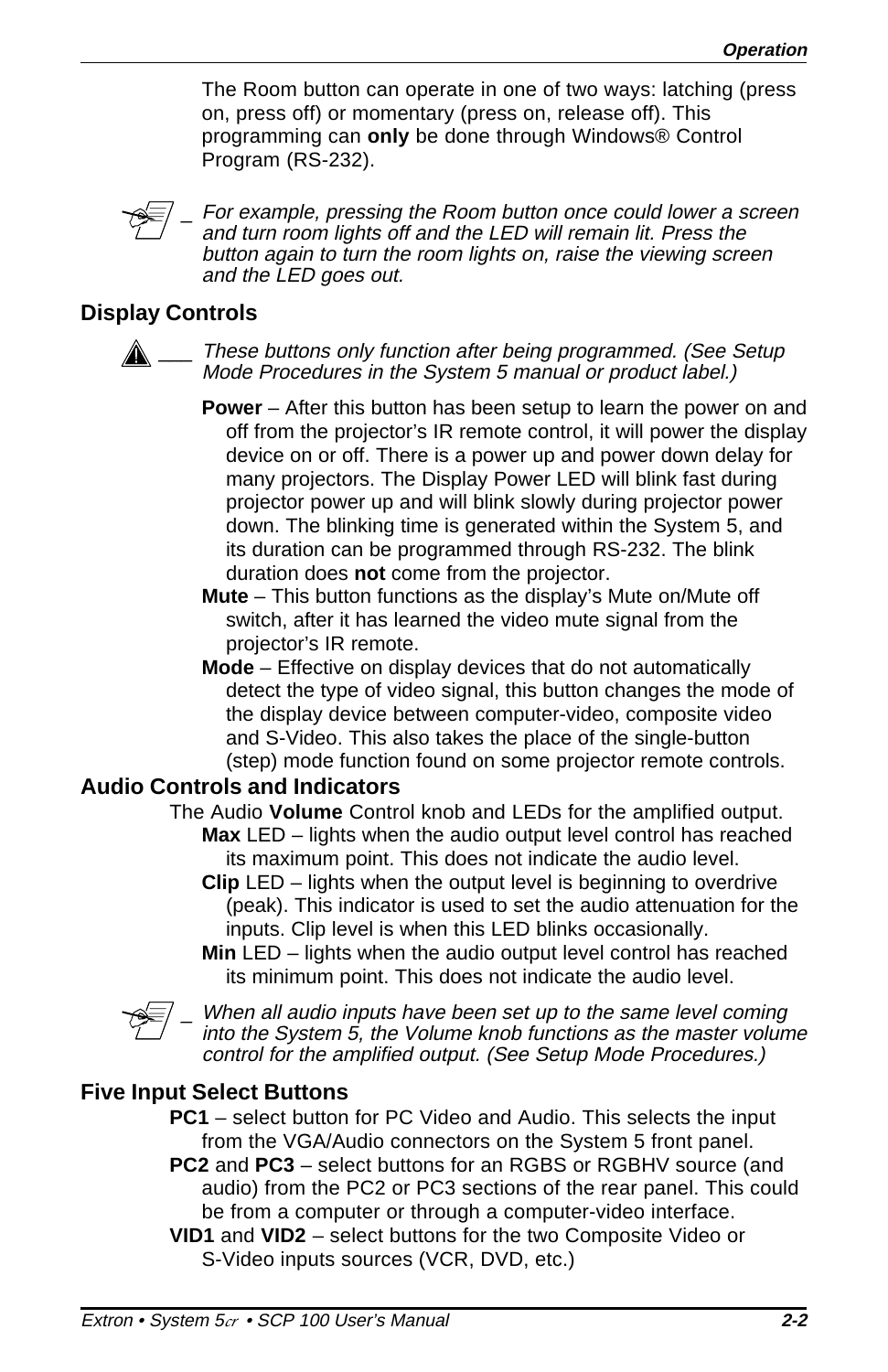The Room button can operate in one of two ways: latching (press on, press off) or momentary (press on, release off). This programming can **only** be done through Windows® Control Program (RS-232).

*For example, pressing the Room button once could lower a screen and turn room lights off and the LED will remain lit. Press the button again to turn the room lights on, raise the viewing screen and the LED goes out.*

### Display Controls

*These buttons only function after being programmed. (See Setup Mode Procedures in the System 5 manual or product label.)*

**Power** – After this button has been setup to learn the power on and off from the projector's IR remote control, it will power the display device on or off. There is a power up and power down delay for many projectors. The Display Power LED will blink fast during projector power up and will blink slowly during projector power down. The blinking time is generated within the System 5, and its duration can be programmed through RS-232. The blink duration does **not** come from the projector.

**Mute** – This button functions as the display's Mute on/Mute off switch, after it has learned the video mute signal from the projector's IR remote.

**Mode** – Effective on display devices that do not automatically detect the type of video signal, this button changes the mode of the display device between computer-video, composite video and S-Video. This also takes the place of the single-button (step) mode function found on some projector remote controls.

### Audio Controls and Indicators

The Audio **Volume** Control knob and LEDs for the amplified output.

**Max** LED – lights when the audio output level control has reached its maximum point. This does not indicate the audio level.

**Clip** LED – lights when the output level is beginning to overdrive (peak). This indicator is used to set the audio attenuation for the inputs. Clip level is when this LED blinks occasionally.

**Min** LED – lights when the audio output level control has reached its minimum point. This does not indicate the audio level.

*When all audio inputs have been set up to the same level coming into the System 5, the Volume knob functions as the master volume control for the amplified output. (See Setup Mode Procedures.)*

### Five Input Select Buttons

**PC1** – select button for PC Video and Audio. This selects the input from the VGA/Audio connectors on the System 5 front panel.

**PC2** and **PC3** – select buttons for an RGBS or RGBHV source (and audio) from the PC2 or PC3 sections of the rear panel. This could be from a computer or through a computer-video interface.

**VID1** and **VID2** – select buttons for the two Composite Video or S-Video inputs sources (VCR, DVD, etc.)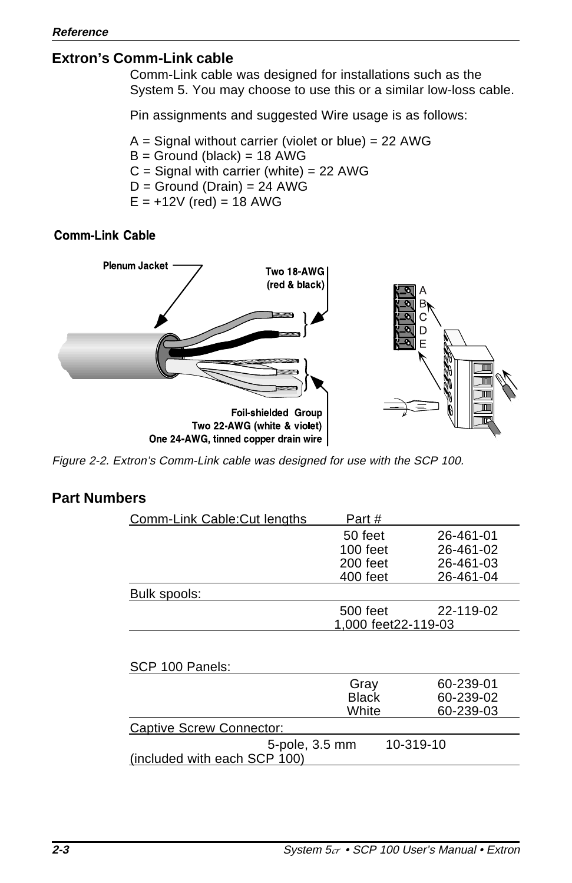## Extron's Comm-Link cable

Comm-Link cable was designed for installations such as the System 5. You may choose to use this or a similar low-loss cable.

Pin assignments and suggested Wire usage is as follows:

A = Signal without carrier (violet or blue) = 22 AWG
B = Ground (black) = 18 AWG
C = Signal with carrier (white) = 22 AWG
D = Ground (Drain) = 24 AWG
E = +12V (red) = 18 AWG

**Comm-Link Cable**

Plenum Jacket

Two 18-AWG (red & black)

Foil-shielded Group
Two 22-AWG (white & violet)
One 24-AWG, tinned copper drain wire

A B C D E

*Figure 2-2. Extron's Comm-Link cable was designed for use with the SCP 100.*

## Part Numbers

| Comm-Link Cable:Cut lengths | Part # | |
|---|---|---|
| | 50 feet | 26-461-01 |
| | 100 feet | 26-461-02 |
| | 200 feet | 26-461-03 |
| | 400 feet | 26-461-04 |
| Bulk spools: | | |
| | 500 feet | 22-119-02 |
| | 1,000 feet | 22-119-03 |

| SCP 100 Panels: | | |
|---|---|---|
| | Gray | 60-239-01 |
| | Black | 60-239-02 |
| | White | 60-239-03 |
| Captive Screw Connector: | | |
| (included with each SCP 100) | 5-pole, 3.5 mm | 10-319-10 |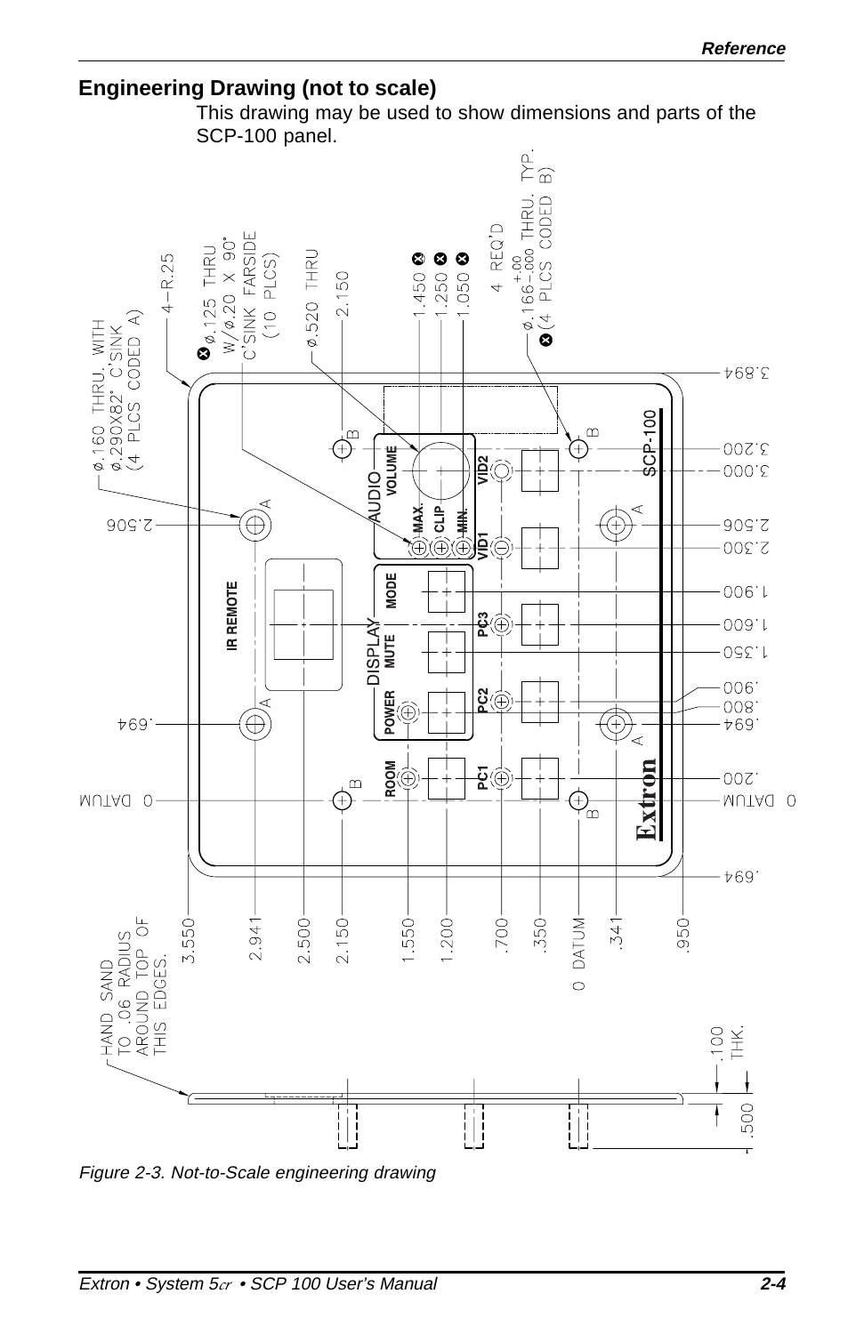## Engineering Drawing (not to scale)

This drawing may be used to show dimensions and parts of the SCP-100 panel.

*Figure 2-3. Not-to-Scale engineering drawing*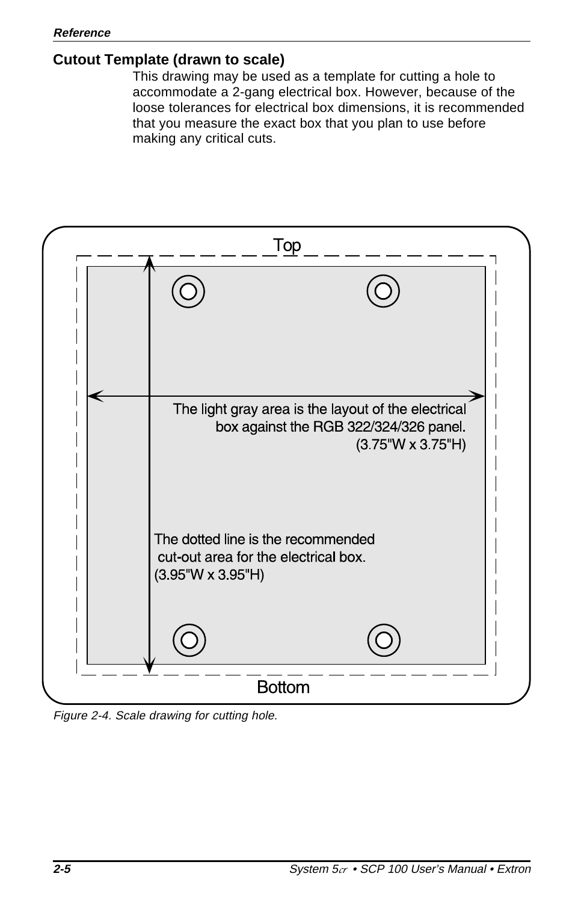## Cutout Template (drawn to scale)

This drawing may be used as a template for cutting a hole to accommodate a 2-gang electrical box. However, because of the loose tolerances for electrical box dimensions, it is recommended that you measure the exact box that you plan to use before making any critical cuts.

Top

The light gray area is the layout of the electrical box against the RGB 322/324/326 panel. (3.75"W x 3.75"H)

The dotted line is the recommended cut-out area for the electrical box. (3.95"W x 3.95"H)

Bottom

*Figure 2-4. Scale drawing for cutting hole.*